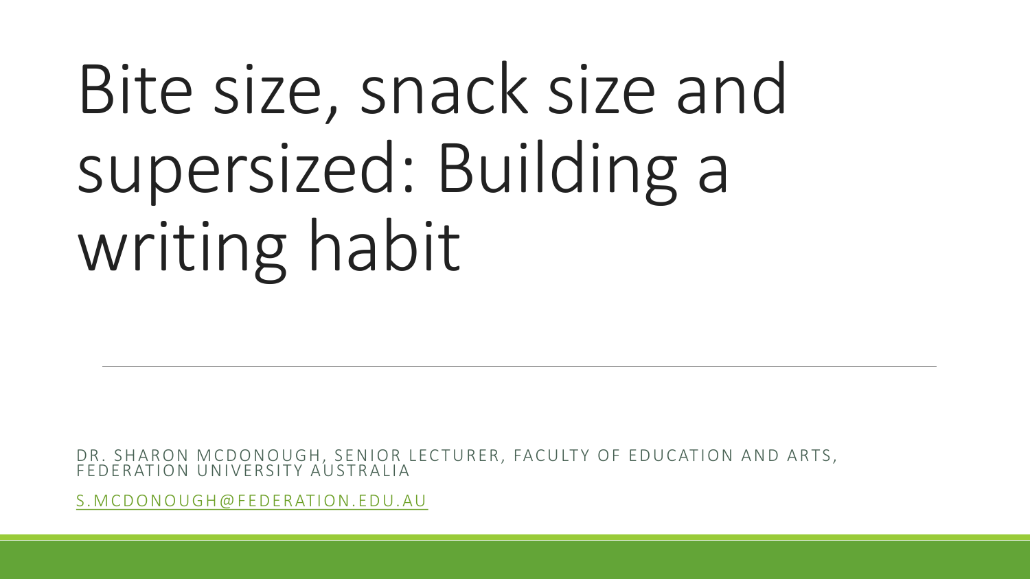# Bite size, snack size and supersized: Building a writing habit

DR. SHARON MCDONOUGH, SENIOR LECTURER, FACULTY OF EDUCATION AND ARTS, FEDERATION UNIVERSITY AUSTRALIA

S.MCDONOUGH@FEDERATION.EDU.AU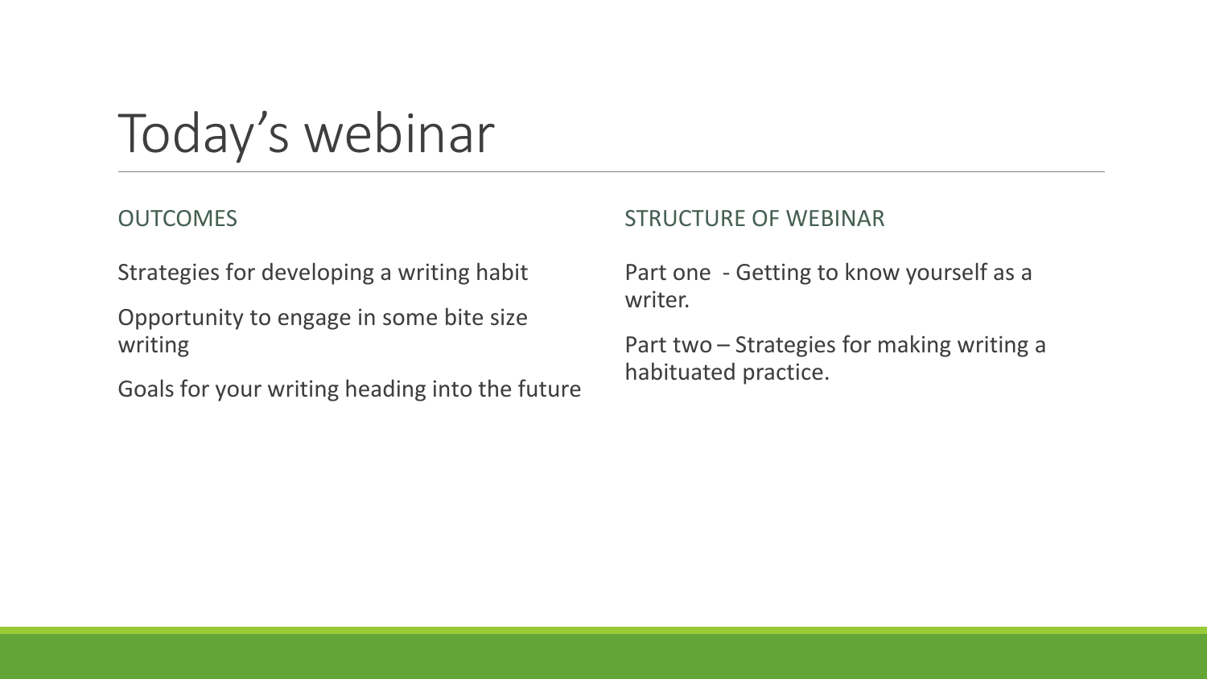# Today's webinar

## OUTCOMES

Strategies for developing a writing habit

Opportunity to engage in some bite size writing

Goals for your writing heading into the future

## STRUCTURE OF WEBINAR

Part one - Getting to know yourself as a writer.

Part two – Strategies for making writing a habituated practice.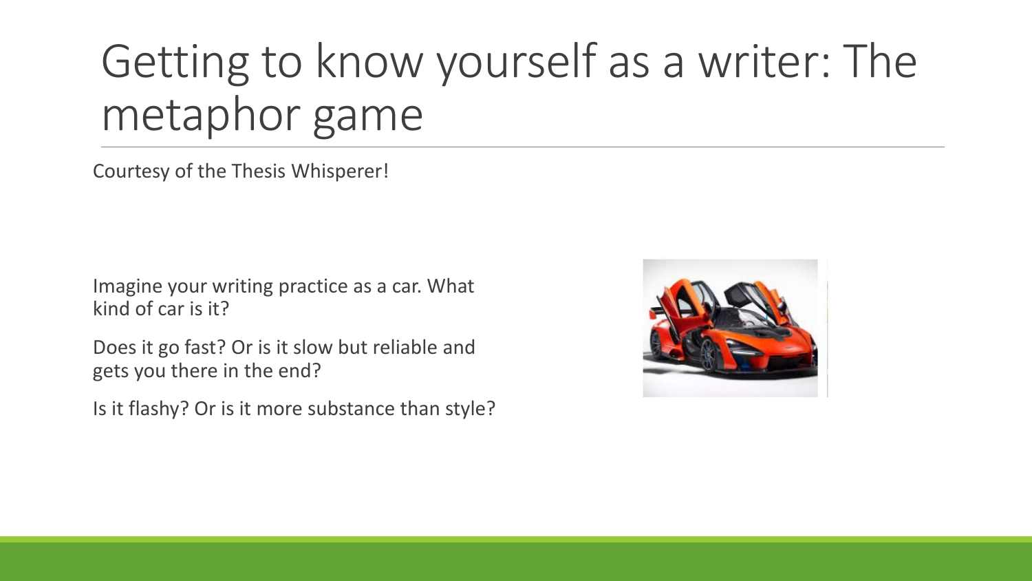# Getting to know yourself as a writer: The metaphor game

Courtesy of the Thesis Whisperer!

Imagine your writing practice as a car. What kind of car is it?

Does it go fast? Or is it slow but reliable and gets you there in the end?

Is it flashy? Or is it more substance than style?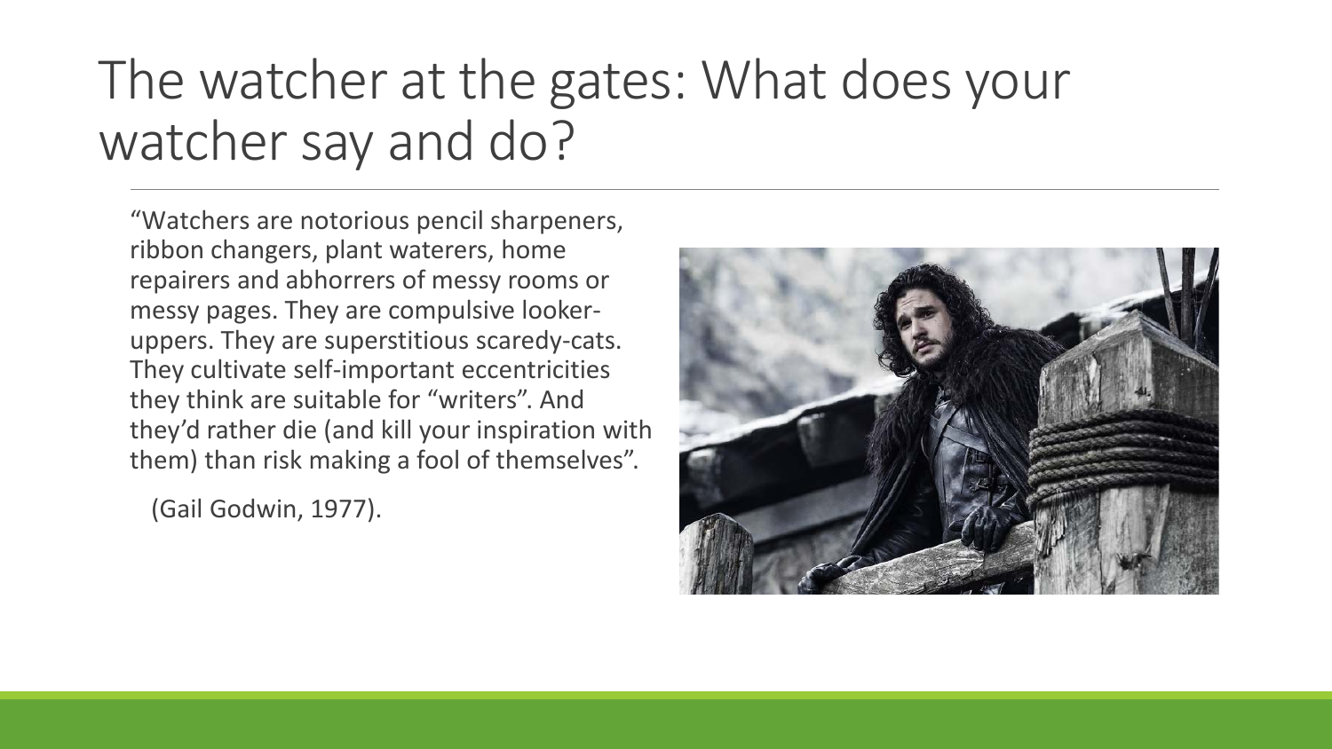# The watcher at the gates: What does your watcher say and do?

"Watchers are notorious pencil sharpeners, ribbon changers, plant waterers, home repairers and abhorrers of messy rooms or messy pages. They are compulsive looker-uppers. They are superstitious scaredy-cats. They cultivate self-important eccentricities they think are suitable for "writers". And they'd rather die (and kill your inspiration with them) than risk making a fool of themselves".

(Gail Godwin, 1977).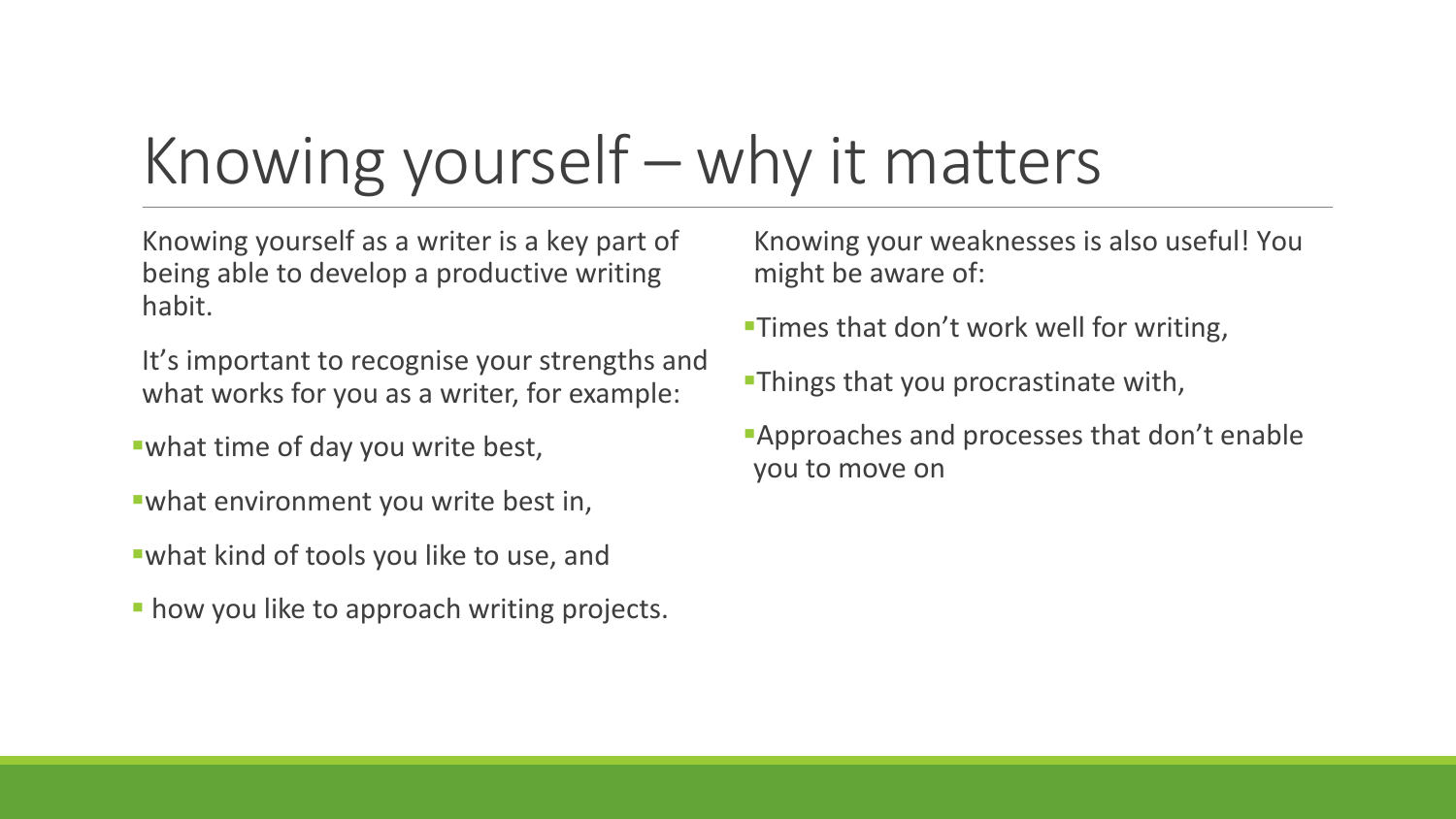# Knowing yourself – why it matters

Knowing yourself as a writer is a key part of being able to develop a productive writing habit.

It's important to recognise your strengths and what works for you as a writer, for example:

- what time of day you write best,
- what environment you write best in,
- what kind of tools you like to use, and
- how you like to approach writing projects.

Knowing your weaknesses is also useful! You might be aware of:

- Times that don't work well for writing,
- Things that you procrastinate with,
- Approaches and processes that don't enable you to move on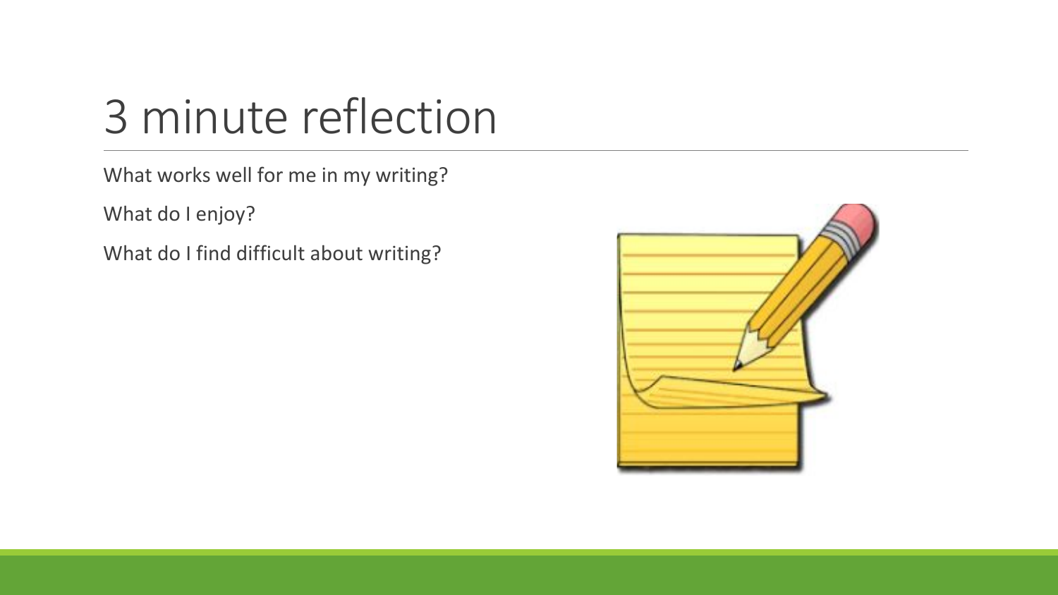# 3 minute reflection

What works well for me in my writing?

What do I enjoy?

What do I find difficult about writing?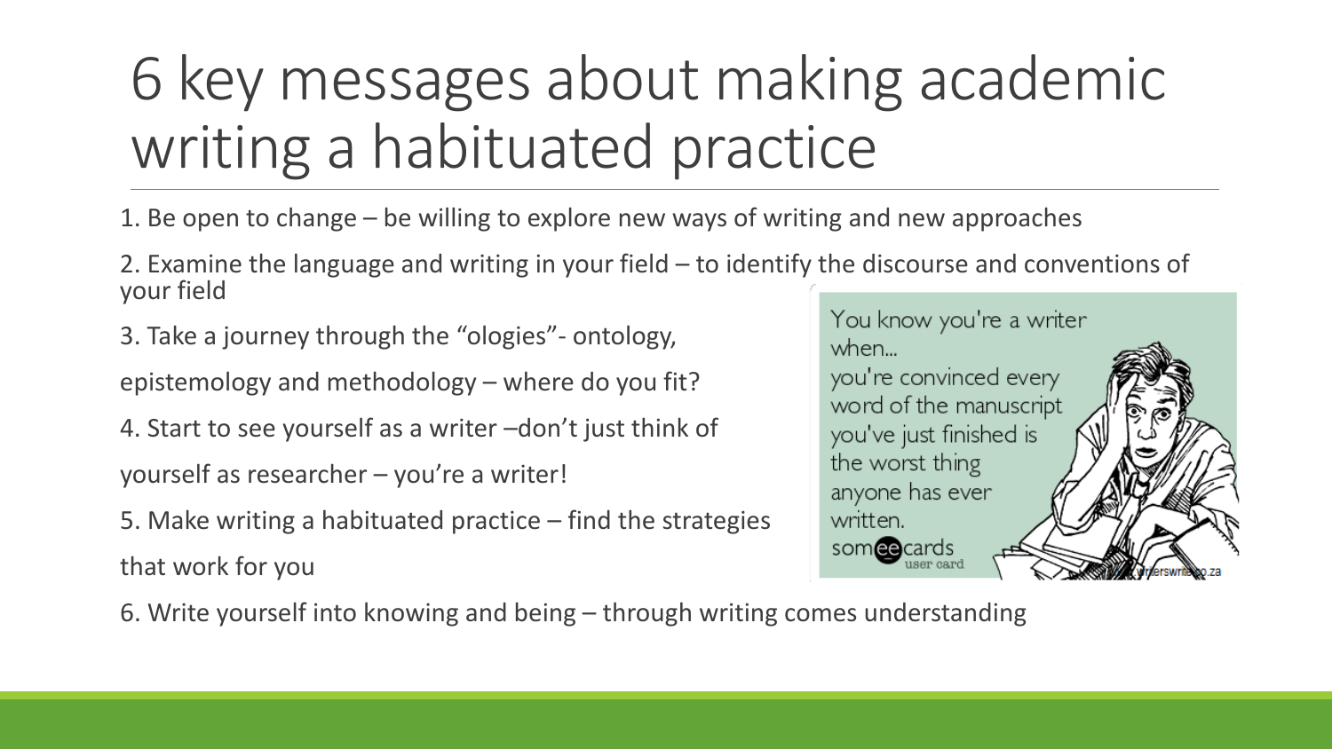# 6 key messages about making academic writing a habituated practice

1. Be open to change – be willing to explore new ways of writing and new approaches
2. Examine the language and writing in your field – to identify the discourse and conventions of your field
3. Take a journey through the "ologies"- ontology, epistemology and methodology – where do you fit?
4. Start to see yourself as a writer –don't just think of yourself as researcher – you're a writer!
5. Make writing a habituated practice – find the strategies that work for you
6. Write yourself into knowing and being – through writing comes understanding

You know you're a writer when... you're convinced every word of the manuscript you've just finished is the worst thing anyone has ever written.

someecards user card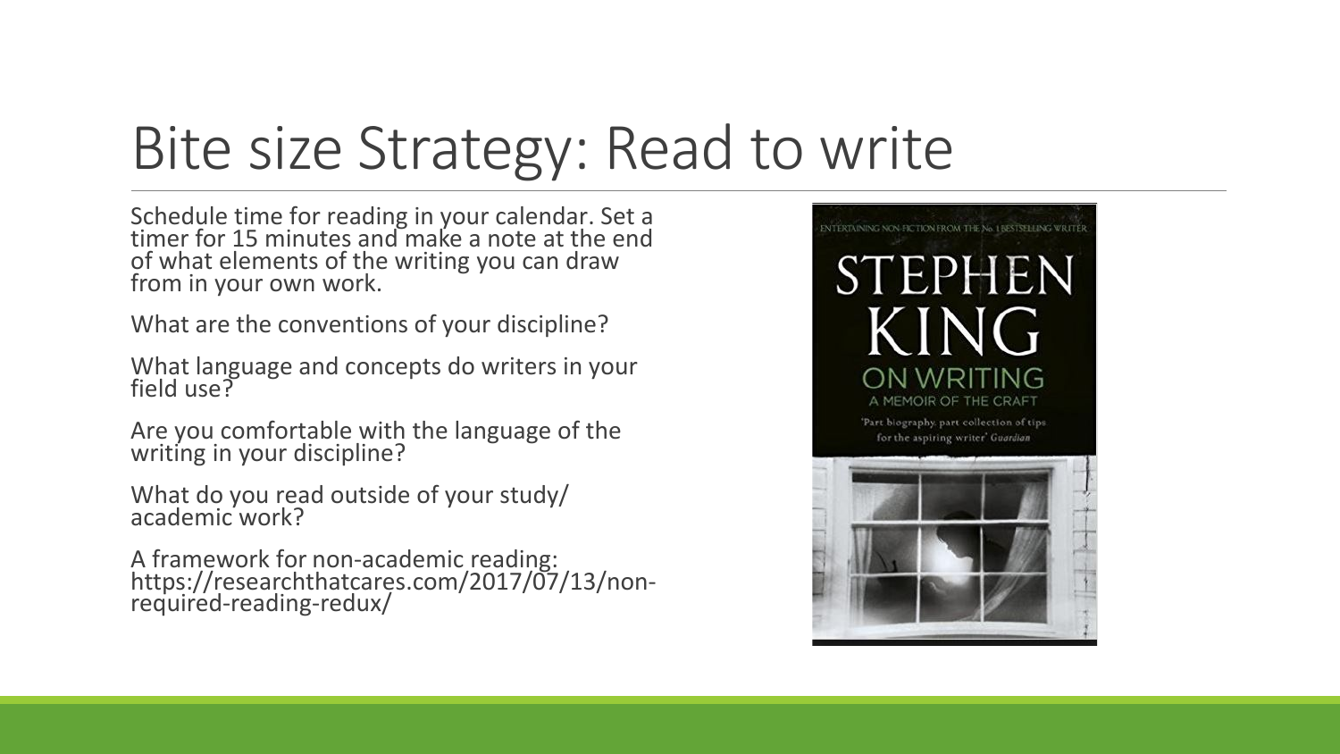# Bite size Strategy: Read to write

Schedule time for reading in your calendar. Set a timer for 15 minutes and make a note at the end of what elements of the writing you can draw from in your own work.

What are the conventions of your discipline?

What language and concepts do writers in your field use?

Are you comfortable with the language of the writing in your discipline?

What do you read outside of your study/ academic work?

A framework for non-academic reading: https://researchthatcares.com/2017/07/13/non-required-reading-redux/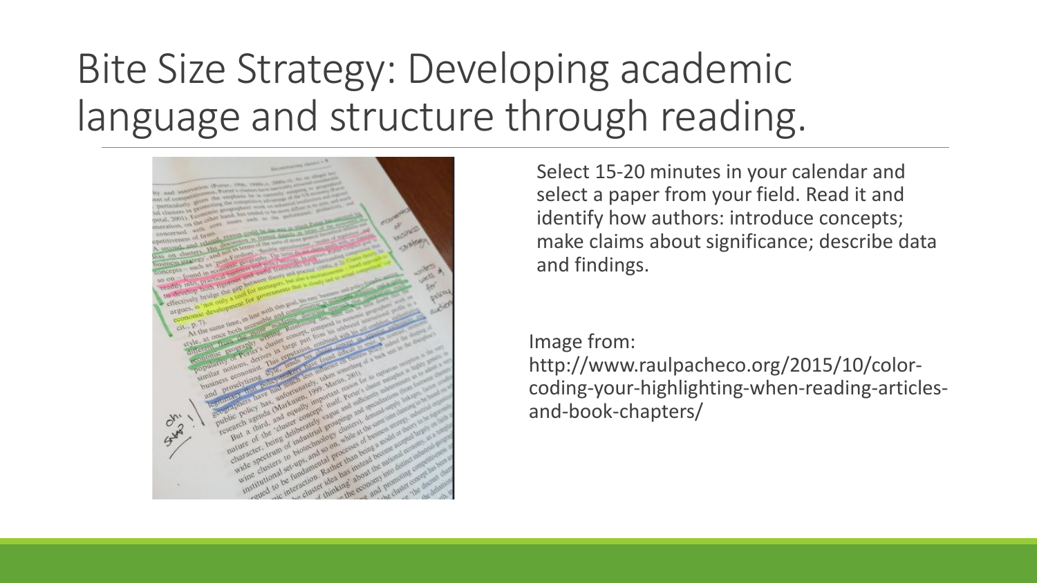# Bite Size Strategy: Developing academic language and structure through reading.

Select 15-20 minutes in your calendar and select a paper from your field. Read it and identify how authors: introduce concepts; make claims about significance; describe data and findings.

Image from: http://www.raulpacheco.org/2015/10/color-coding-your-highlighting-when-reading-articles-and-book-chapters/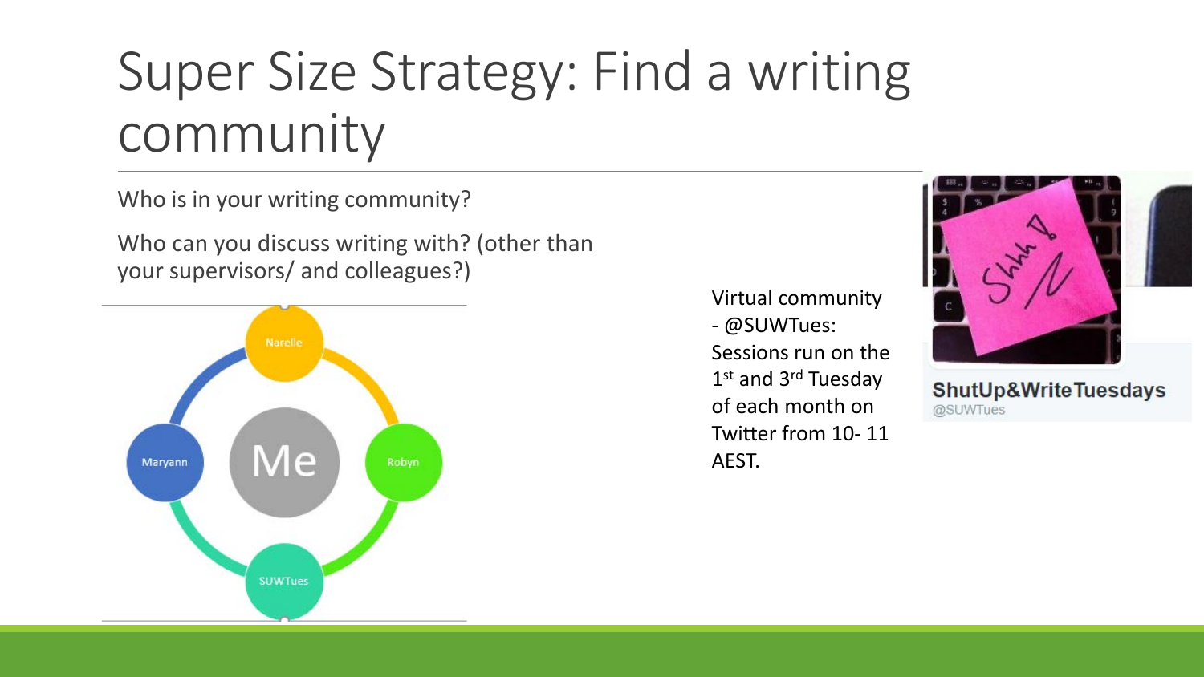# Super Size Strategy: Find a writing community

Who is in your writing community?

Who can you discuss writing with? (other than your supervisors/ and colleagues?)

Me

Narelle

Robyn

SUWTues

Maryann

Virtual community - @SUWTues: Sessions run on the 1st and 3rd Tuesday of each month on Twitter from 10- 11 AEST.

ShutUp&WriteTuesdays
@SUWTues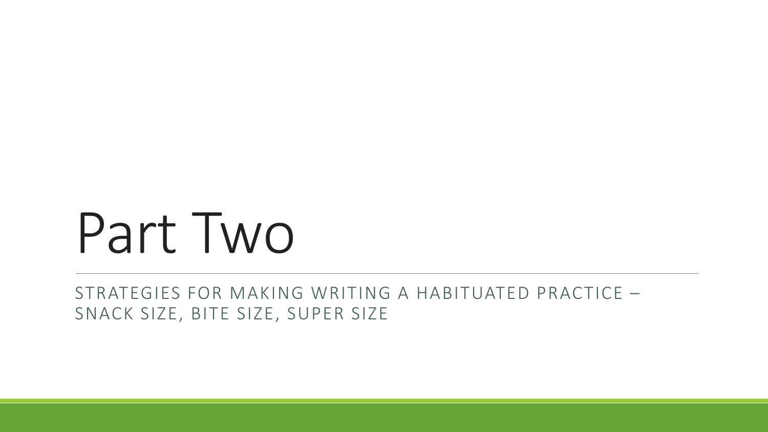# Part Two

STRATEGIES FOR MAKING WRITING A HABITUATED PRACTICE – SNACK SIZE, BITE SIZE, SUPER SIZE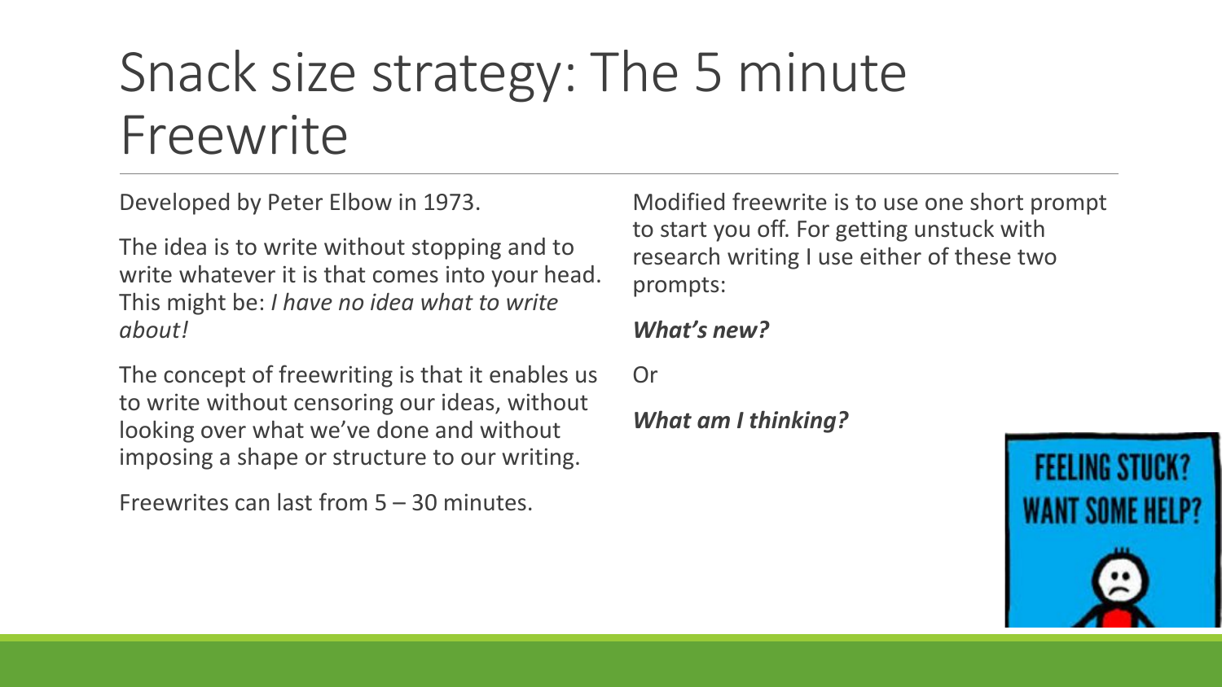# Snack size strategy: The 5 minute Freewrite

Developed by Peter Elbow in 1973.

The idea is to write without stopping and to write whatever it is that comes into your head. This might be: *I have no idea what to write about!*

The concept of freewriting is that it enables us to write without censoring our ideas, without looking over what we've done and without imposing a shape or structure to our writing.

Freewrites can last from 5 – 30 minutes.

Modified freewrite is to use one short prompt to start you off. For getting unstuck with research writing I use either of these two prompts:

***What's new?***

Or

***What am I thinking?***

FEELING STUCK? WANT SOME HELP?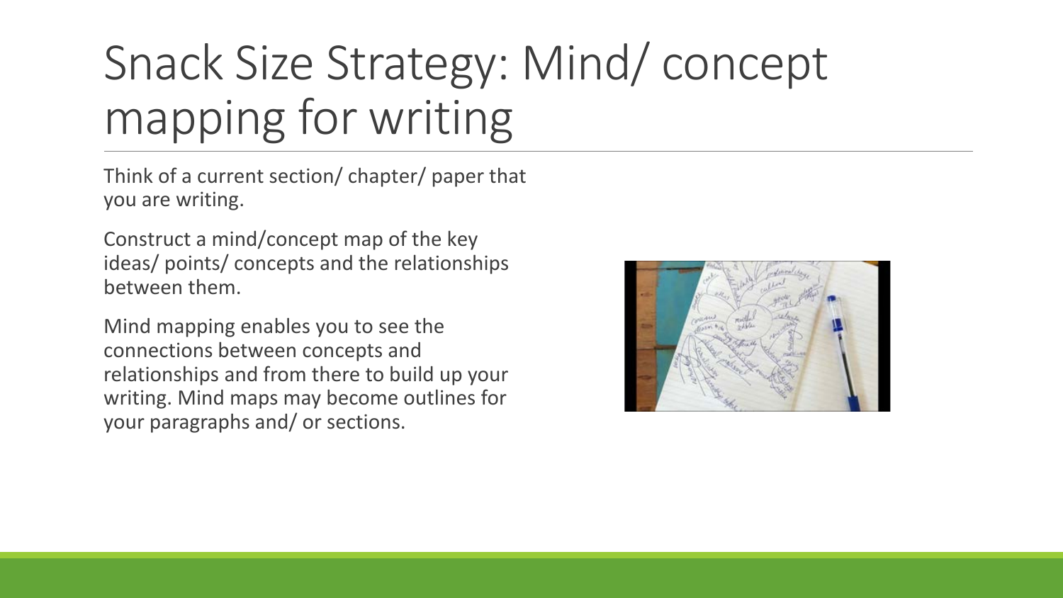# Snack Size Strategy: Mind/ concept mapping for writing

Think of a current section/ chapter/ paper that you are writing.

Construct a mind/concept map of the key ideas/ points/ concepts and the relationships between them.

Mind mapping enables you to see the connections between concepts and relationships and from there to build up your writing. Mind maps may become outlines for your paragraphs and/ or sections.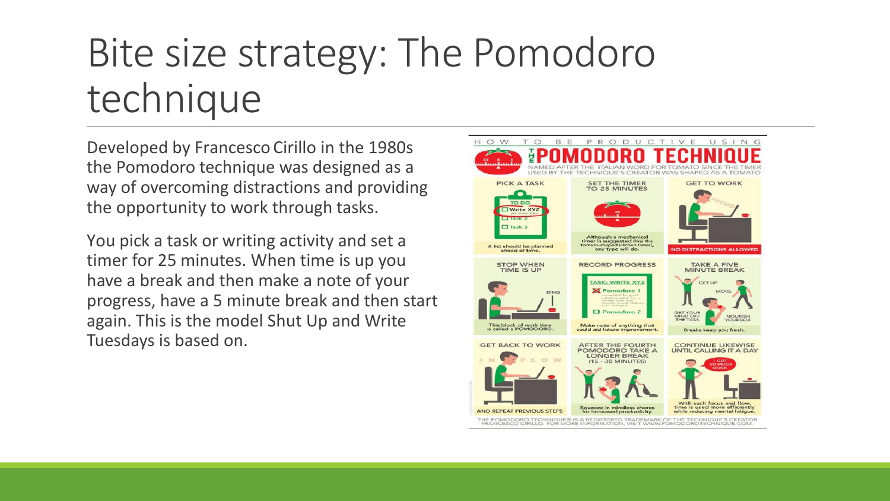# Bite size strategy: The Pomodoro technique

Developed by Francesco Cirillo in the 1980s the Pomodoro technique was designed as a way of overcoming distractions and providing the opportunity to work through tasks.

You pick a task or writing activity and set a timer for 25 minutes. When time is up you have a break and then make a note of your progress, have a 5 minute break and then start again. This is the model Shut Up and Write Tuesdays is based on.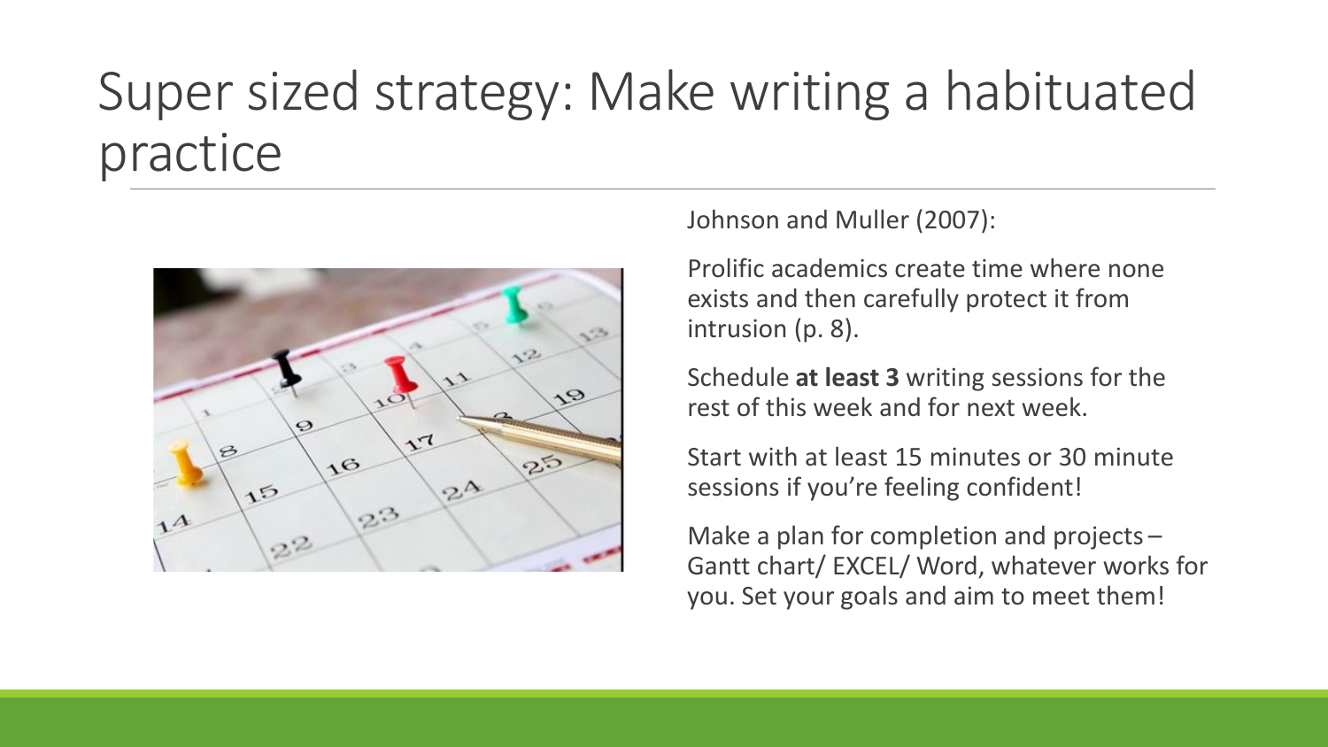# Super sized strategy: Make writing a habituated practice

Johnson and Muller (2007):

Prolific academics create time where none exists and then carefully protect it from intrusion (p. 8).

Schedule **at least 3** writing sessions for the rest of this week and for next week.

Start with at least 15 minutes or 30 minute sessions if you're feeling confident!

Make a plan for completion and projects – Gantt chart/ EXCEL/ Word, whatever works for you. Set your goals and aim to meet them!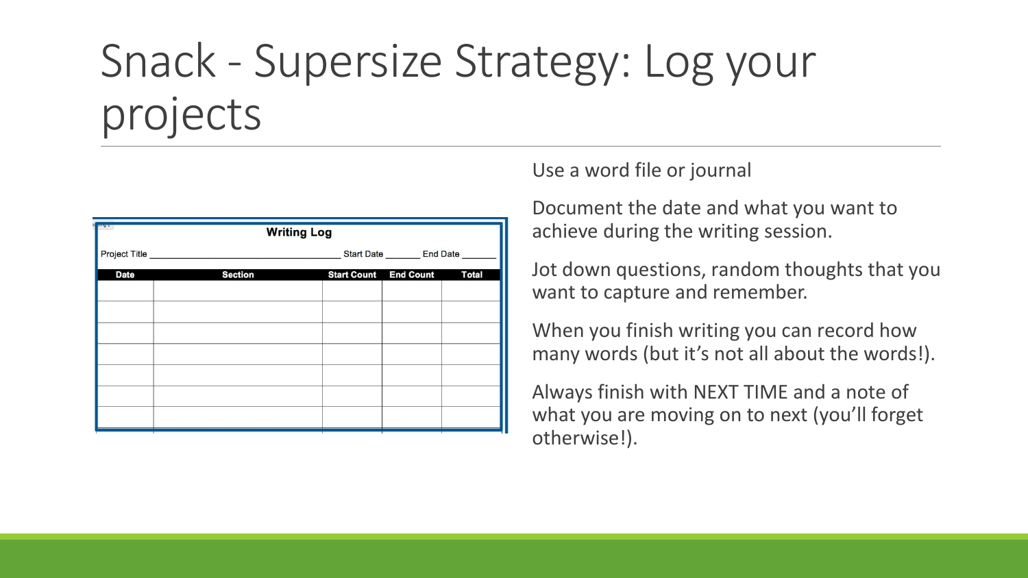# Snack - Supersize Strategy: Log your projects

**Writing Log**

Project Title _______________________ Start Date _______ End Date _______

| Date | Section | Start Count | End Count | Total |
|---|---|---|---|---|
| | | | | |
| | | | | |
| | | | | |
| | | | | |
| | | | | |
| | | | | |
| | | | | |

Use a word file or journal

Document the date and what you want to achieve during the writing session.

Jot down questions, random thoughts that you want to capture and remember.

When you finish writing you can record how many words (but it's not all about the words!).

Always finish with NEXT TIME and a note of what you are moving on to next (you'll forget otherwise!).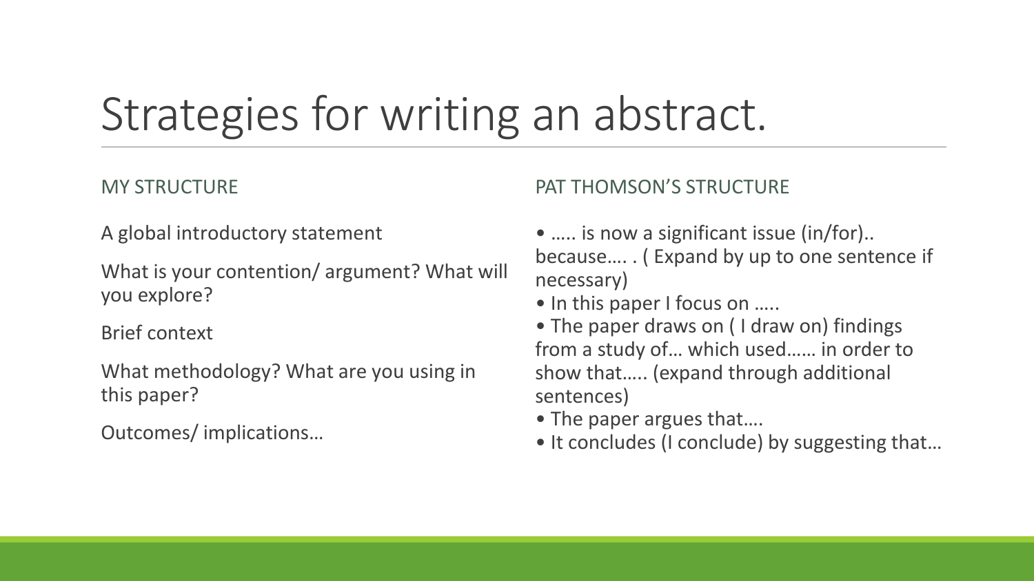# Strategies for writing an abstract.

## MY STRUCTURE

A global introductory statement

What is your contention/ argument? What will you explore?

Brief context

What methodology? What are you using in this paper?

Outcomes/ implications…

## PAT THOMSON'S STRUCTURE

- ….. is now a significant issue (in/for).. because…. . ( Expand by up to one sentence if necessary)
- In this paper I focus on …..
- The paper draws on ( I draw on) findings from a study of… which used…… in order to show that….. (expand through additional sentences)
- The paper argues that….
- It concludes (I conclude) by suggesting that…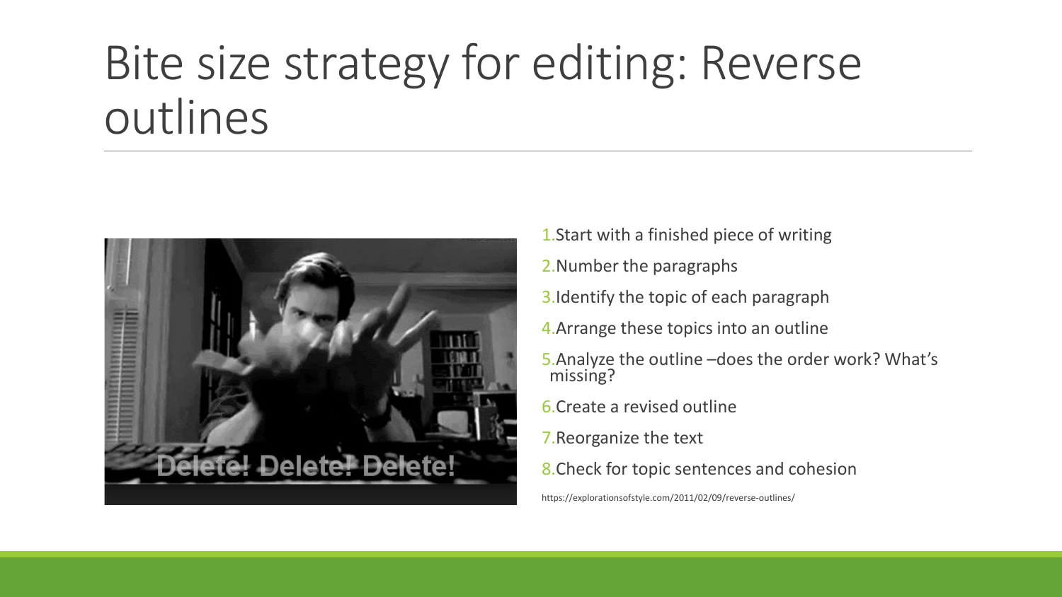# Bite size strategy for editing: Reverse outlines

1. Start with a finished piece of writing
2. Number the paragraphs
3. Identify the topic of each paragraph
4. Arrange these topics into an outline
5. Analyze the outline –does the order work? What's missing?
6. Create a revised outline
7. Reorganize the text
8. Check for topic sentences and cohesion

https://explorationsofstyle.com/2011/02/09/reverse-outlines/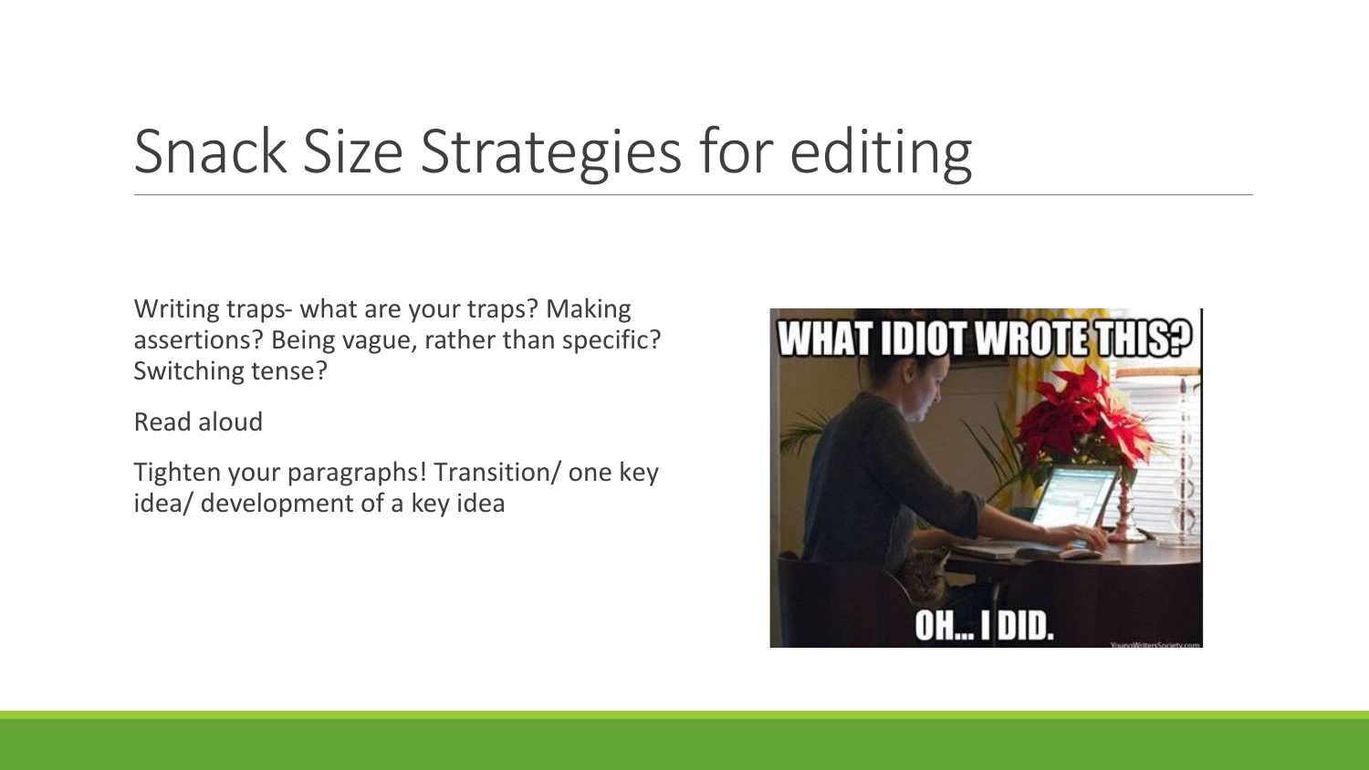# Snack Size Strategies for editing

Writing traps- what are your traps? Making assertions? Being vague, rather than specific? Switching tense?

Read aloud

Tighten your paragraphs! Transition/ one key idea/ development of a key idea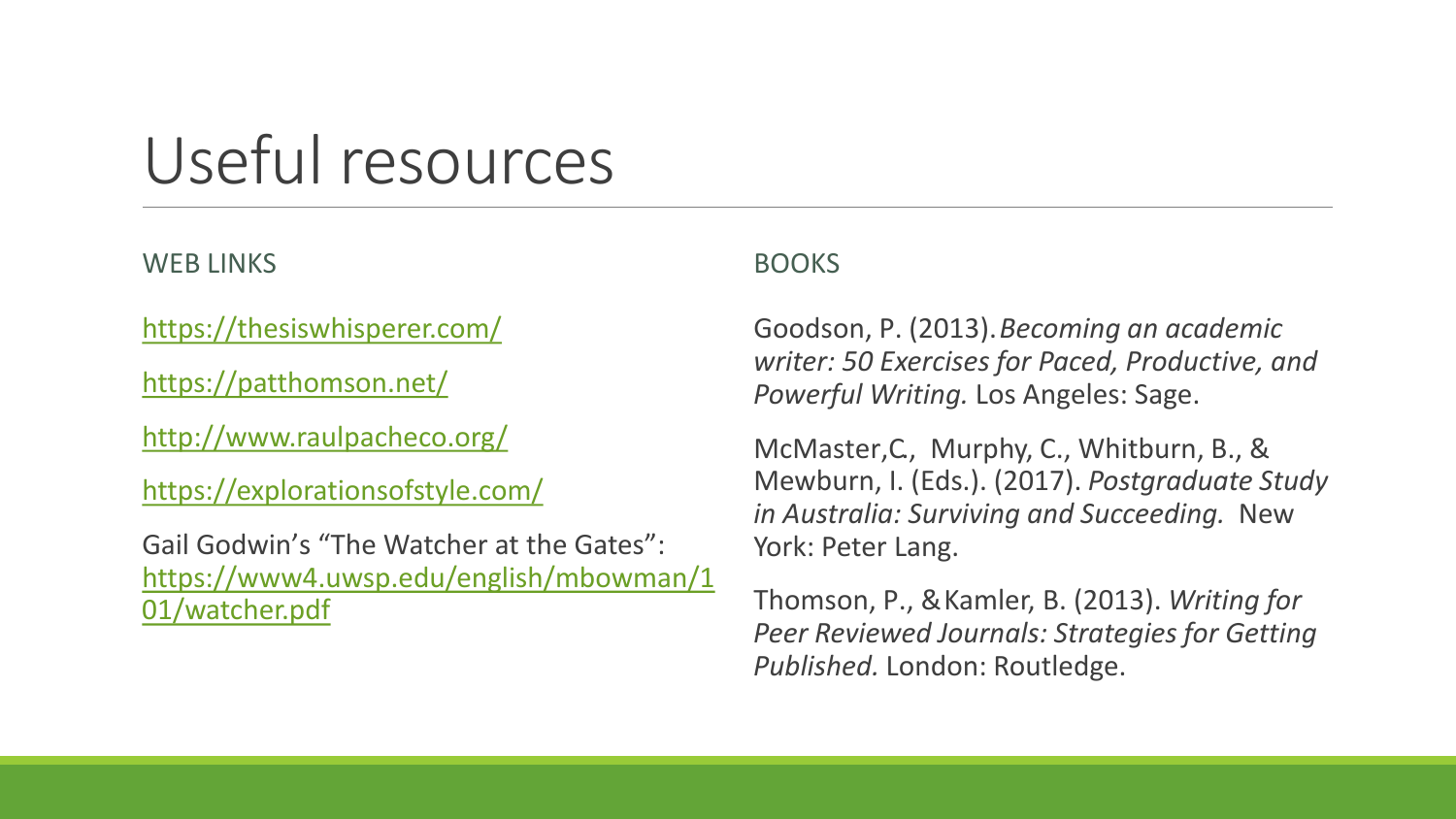# Useful resources

## WEB LINKS

https://thesiswhisperer.com/

https://patthomson.net/

http://www.raulpacheco.org/

https://explorationsofstyle.com/

Gail Godwin's "The Watcher at the Gates": https://www4.uwsp.edu/english/mbowman/101/watcher.pdf

## BOOKS

Goodson, P. (2013). *Becoming an academic writer: 50 Exercises for Paced, Productive, and Powerful Writing.* Los Angeles: Sage.

McMaster,C., Murphy, C., Whitburn, B., & Mewburn, I. (Eds.). (2017). *Postgraduate Study in Australia: Surviving and Succeeding.* New York: Peter Lang.

Thomson, P., & Kamler, B. (2013). *Writing for Peer Reviewed Journals: Strategies for Getting Published.* London: Routledge.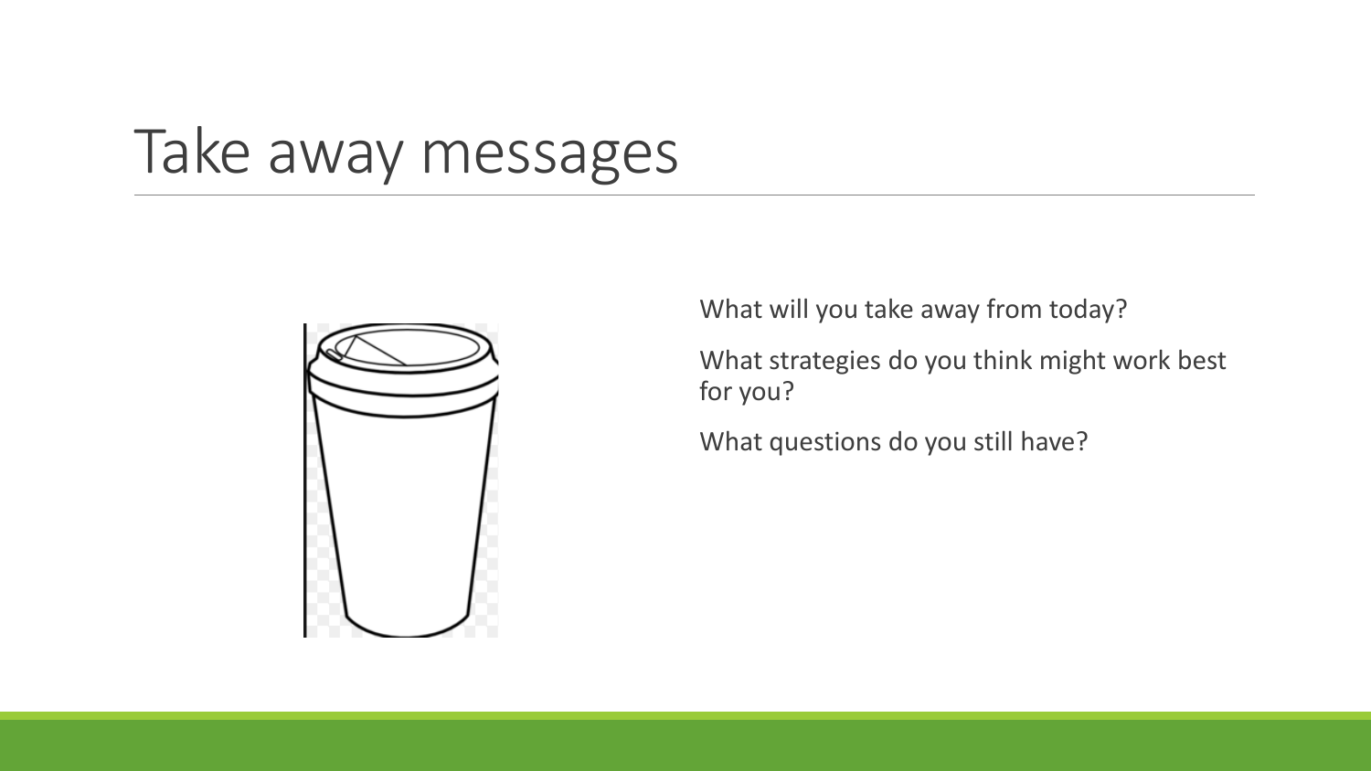# Take away messages

What will you take away from today?

What strategies do you think might work best for you?

What questions do you still have?